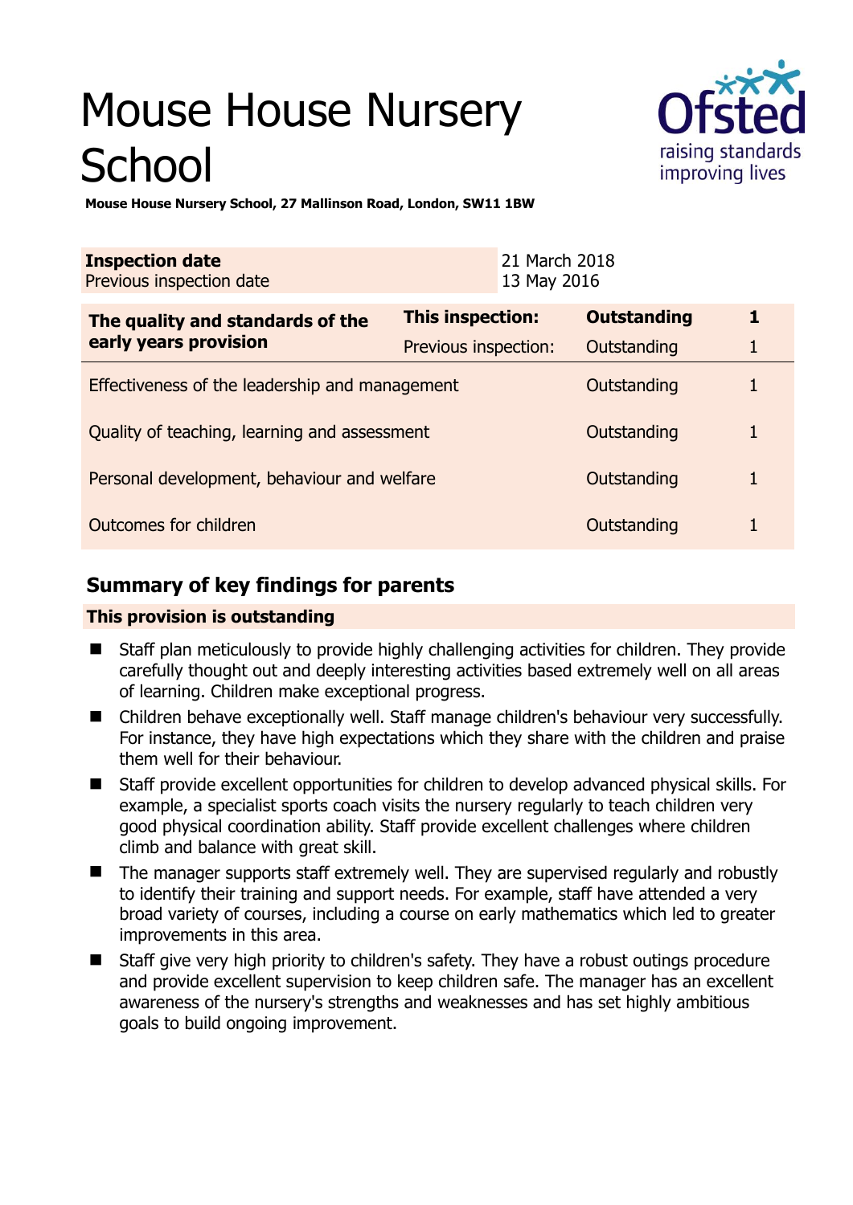# Mouse House Nursery School

**Mouse House Nursery School, 27 Mallinson Road, London, SW11 1BW**

| | |
|---|---|
| **Inspection date** | 21 March 2018 |
| Previous inspection date | 13 May 2016 |

| **The quality and standards of the early years provision** | **This inspection:** | **Outstanding** | **1** |
|---|---|---|---|
| | Previous inspection: | Outstanding | 1 |
| Effectiveness of the leadership and management | | Outstanding | 1 |
| Quality of teaching, learning and assessment | | Outstanding | 1 |
| Personal development, behaviour and welfare | | Outstanding | 1 |
| Outcomes for children | | Outstanding | 1 |

## Summary of key findings for parents

**This provision is outstanding**

- Staff plan meticulously to provide highly challenging activities for children. They provide carefully thought out and deeply interesting activities based extremely well on all areas of learning. Children make exceptional progress.
- Children behave exceptionally well. Staff manage children's behaviour very successfully. For instance, they have high expectations which they share with the children and praise them well for their behaviour.
- Staff provide excellent opportunities for children to develop advanced physical skills. For example, a specialist sports coach visits the nursery regularly to teach children very good physical coordination ability. Staff provide excellent challenges where children climb and balance with great skill.
- The manager supports staff extremely well. They are supervised regularly and robustly to identify their training and support needs. For example, staff have attended a very broad variety of courses, including a course on early mathematics which led to greater improvements in this area.
- Staff give very high priority to children's safety. They have a robust outings procedure and provide excellent supervision to keep children safe. The manager has an excellent awareness of the nursery's strengths and weaknesses and has set highly ambitious goals to build ongoing improvement.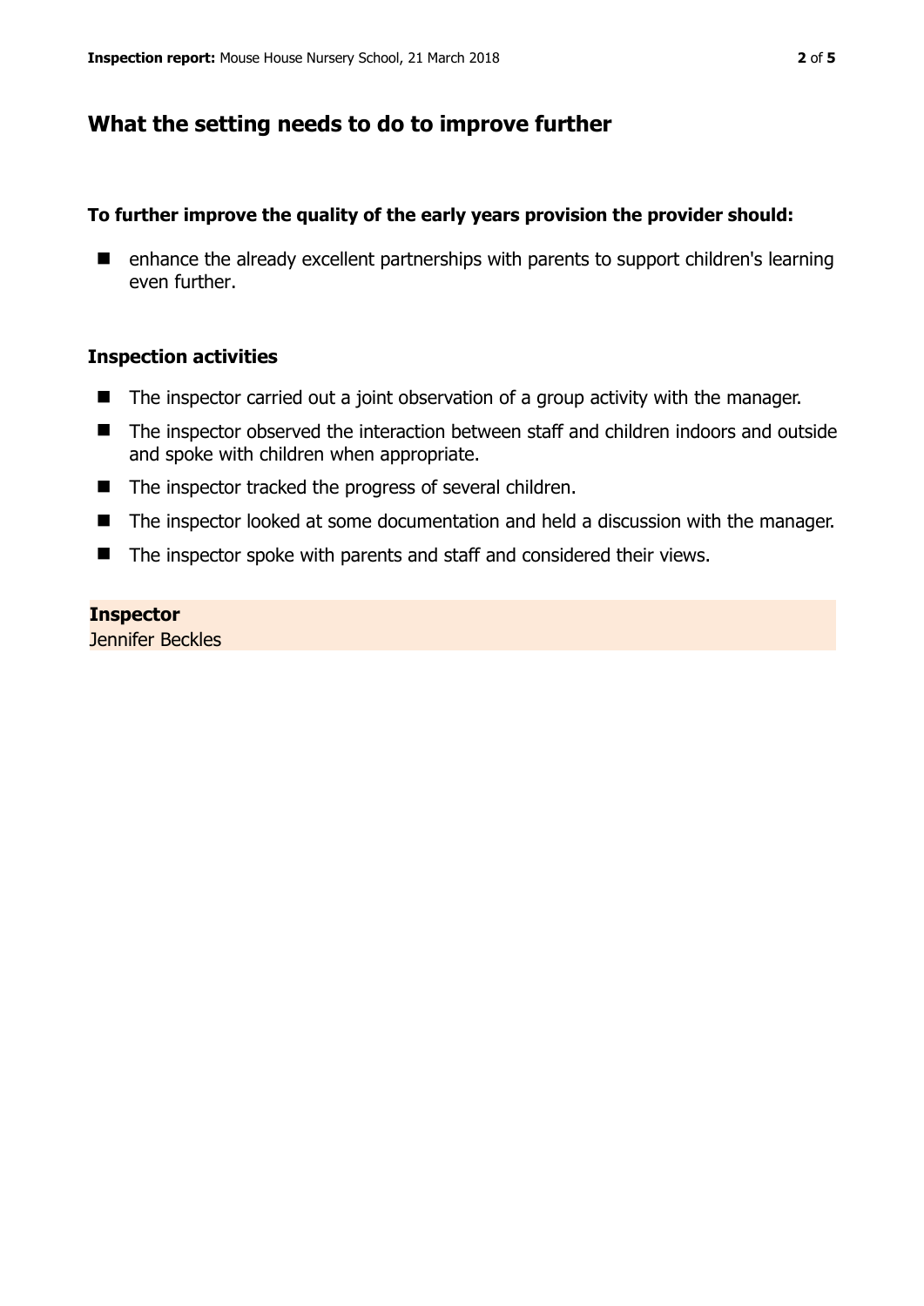## What the setting needs to do to improve further

**To further improve the quality of the early years provision the provider should:**

- enhance the already excellent partnerships with parents to support children's learning even further.

### Inspection activities

- The inspector carried out a joint observation of a group activity with the manager.
- The inspector observed the interaction between staff and children indoors and outside and spoke with children when appropriate.
- The inspector tracked the progress of several children.
- The inspector looked at some documentation and held a discussion with the manager.
- The inspector spoke with parents and staff and considered their views.

**Inspector**
Jennifer Beckles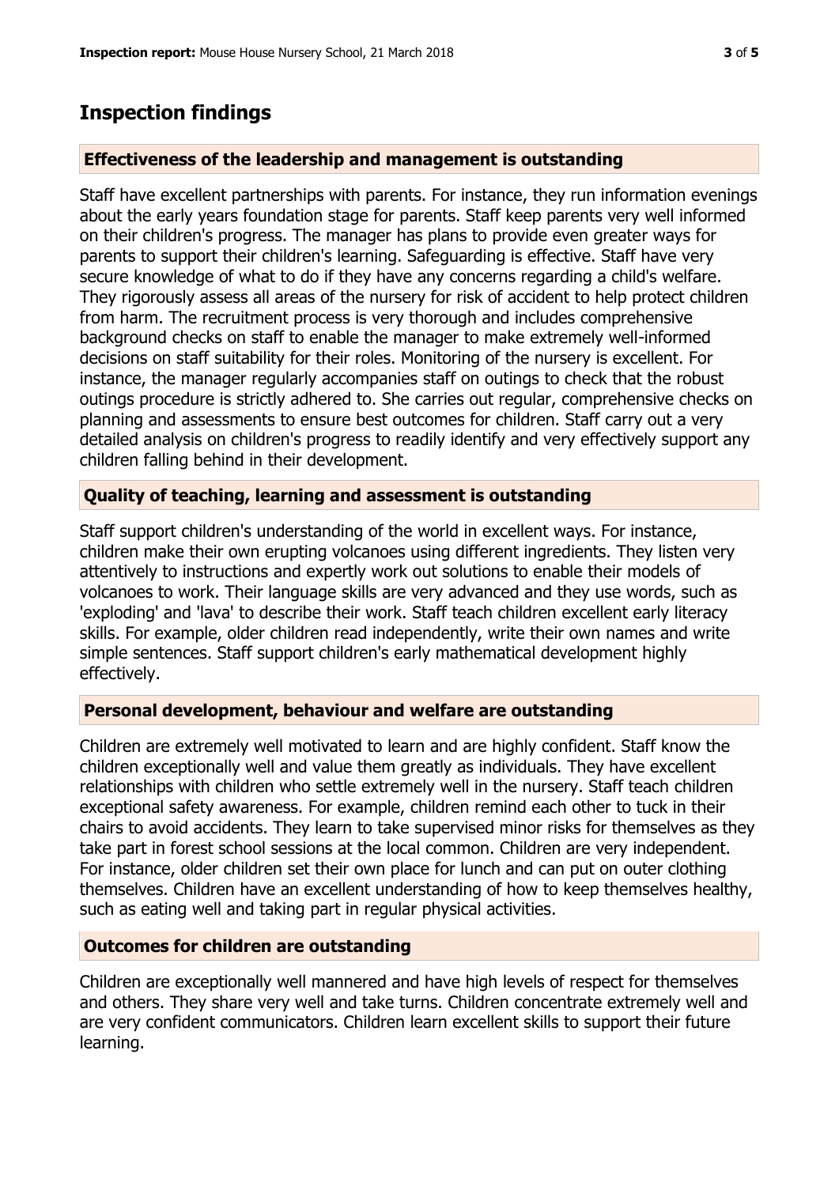# Inspection findings

### Effectiveness of the leadership and management is outstanding

Staff have excellent partnerships with parents. For instance, they run information evenings about the early years foundation stage for parents. Staff keep parents very well informed on their children's progress. The manager has plans to provide even greater ways for parents to support their children's learning. Safeguarding is effective. Staff have very secure knowledge of what to do if they have any concerns regarding a child's welfare. They rigorously assess all areas of the nursery for risk of accident to help protect children from harm. The recruitment process is very thorough and includes comprehensive background checks on staff to enable the manager to make extremely well-informed decisions on staff suitability for their roles. Monitoring of the nursery is excellent. For instance, the manager regularly accompanies staff on outings to check that the robust outings procedure is strictly adhered to. She carries out regular, comprehensive checks on planning and assessments to ensure best outcomes for children. Staff carry out a very detailed analysis on children's progress to readily identify and very effectively support any children falling behind in their development.

### Quality of teaching, learning and assessment is outstanding

Staff support children's understanding of the world in excellent ways. For instance, children make their own erupting volcanoes using different ingredients. They listen very attentively to instructions and expertly work out solutions to enable their models of volcanoes to work. Their language skills are very advanced and they use words, such as 'exploding' and 'lava' to describe their work. Staff teach children excellent early literacy skills. For example, older children read independently, write their own names and write simple sentences. Staff support children's early mathematical development highly effectively.

### Personal development, behaviour and welfare are outstanding

Children are extremely well motivated to learn and are highly confident. Staff know the children exceptionally well and value them greatly as individuals. They have excellent relationships with children who settle extremely well in the nursery. Staff teach children exceptional safety awareness. For example, children remind each other to tuck in their chairs to avoid accidents. They learn to take supervised minor risks for themselves as they take part in forest school sessions at the local common. Children are very independent. For instance, older children set their own place for lunch and can put on outer clothing themselves. Children have an excellent understanding of how to keep themselves healthy, such as eating well and taking part in regular physical activities.

### Outcomes for children are outstanding

Children are exceptionally well mannered and have high levels of respect for themselves and others. They share very well and take turns. Children concentrate extremely well and are very confident communicators. Children learn excellent skills to support their future learning.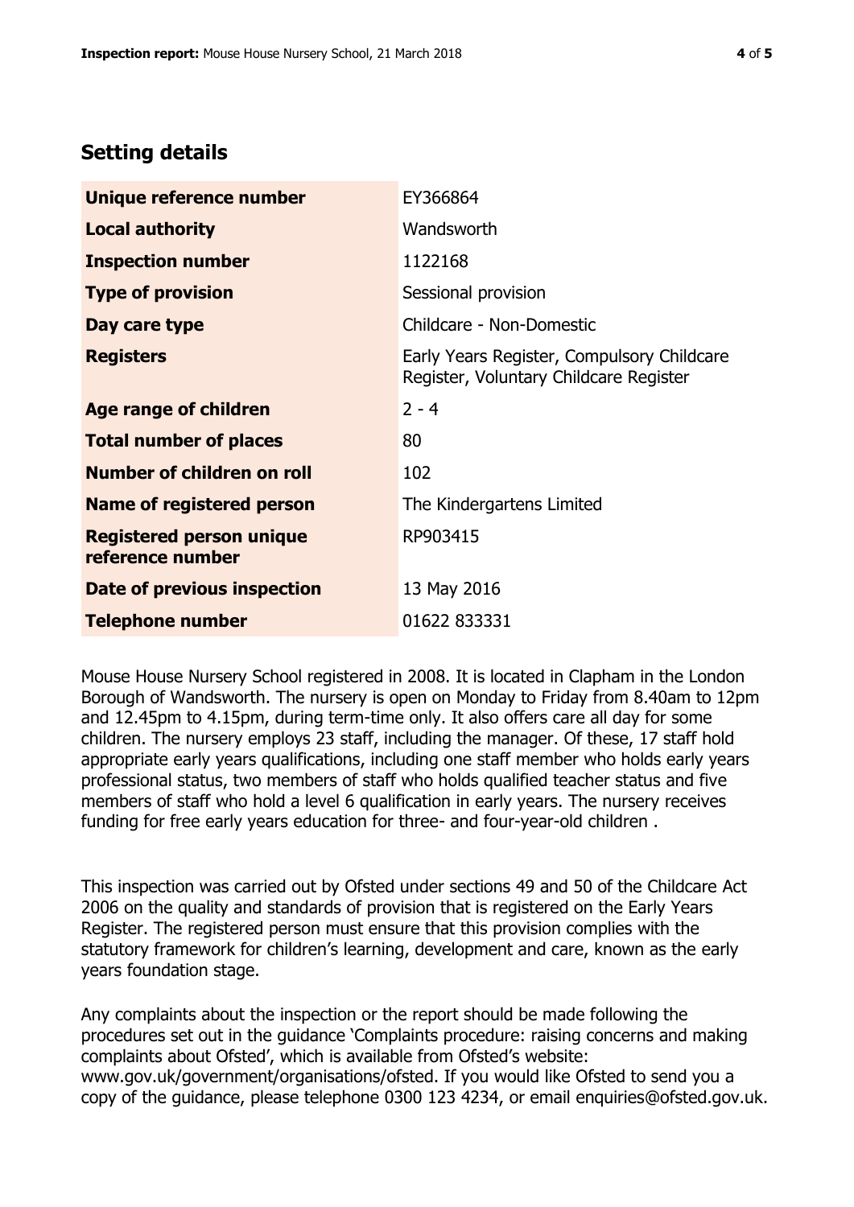## Setting details

| | |
|---|---|
| **Unique reference number** | EY366864 |
| **Local authority** | Wandsworth |
| **Inspection number** | 1122168 |
| **Type of provision** | Sessional provision |
| **Day care type** | Childcare - Non-Domestic |
| **Registers** | Early Years Register, Compulsory Childcare Register, Voluntary Childcare Register |
| **Age range of children** | 2 - 4 |
| **Total number of places** | 80 |
| **Number of children on roll** | 102 |
| **Name of registered person** | The Kindergartens Limited |
| **Registered person unique reference number** | RP903415 |
| **Date of previous inspection** | 13 May 2016 |
| **Telephone number** | 01622 833331 |

Mouse House Nursery School registered in 2008. It is located in Clapham in the London Borough of Wandsworth. The nursery is open on Monday to Friday from 8.40am to 12pm and 12.45pm to 4.15pm, during term-time only. It also offers care all day for some children. The nursery employs 23 staff, including the manager. Of these, 17 staff hold appropriate early years qualifications, including one staff member who holds early years professional status, two members of staff who holds qualified teacher status and five members of staff who hold a level 6 qualification in early years. The nursery receives funding for free early years education for three- and four-year-old children .

This inspection was carried out by Ofsted under sections 49 and 50 of the Childcare Act 2006 on the quality and standards of provision that is registered on the Early Years Register. The registered person must ensure that this provision complies with the statutory framework for children's learning, development and care, known as the early years foundation stage.

Any complaints about the inspection or the report should be made following the procedures set out in the guidance 'Complaints procedure: raising concerns and making complaints about Ofsted', which is available from Ofsted's website: www.gov.uk/government/organisations/ofsted. If you would like Ofsted to send you a copy of the guidance, please telephone 0300 123 4234, or email enquiries@ofsted.gov.uk.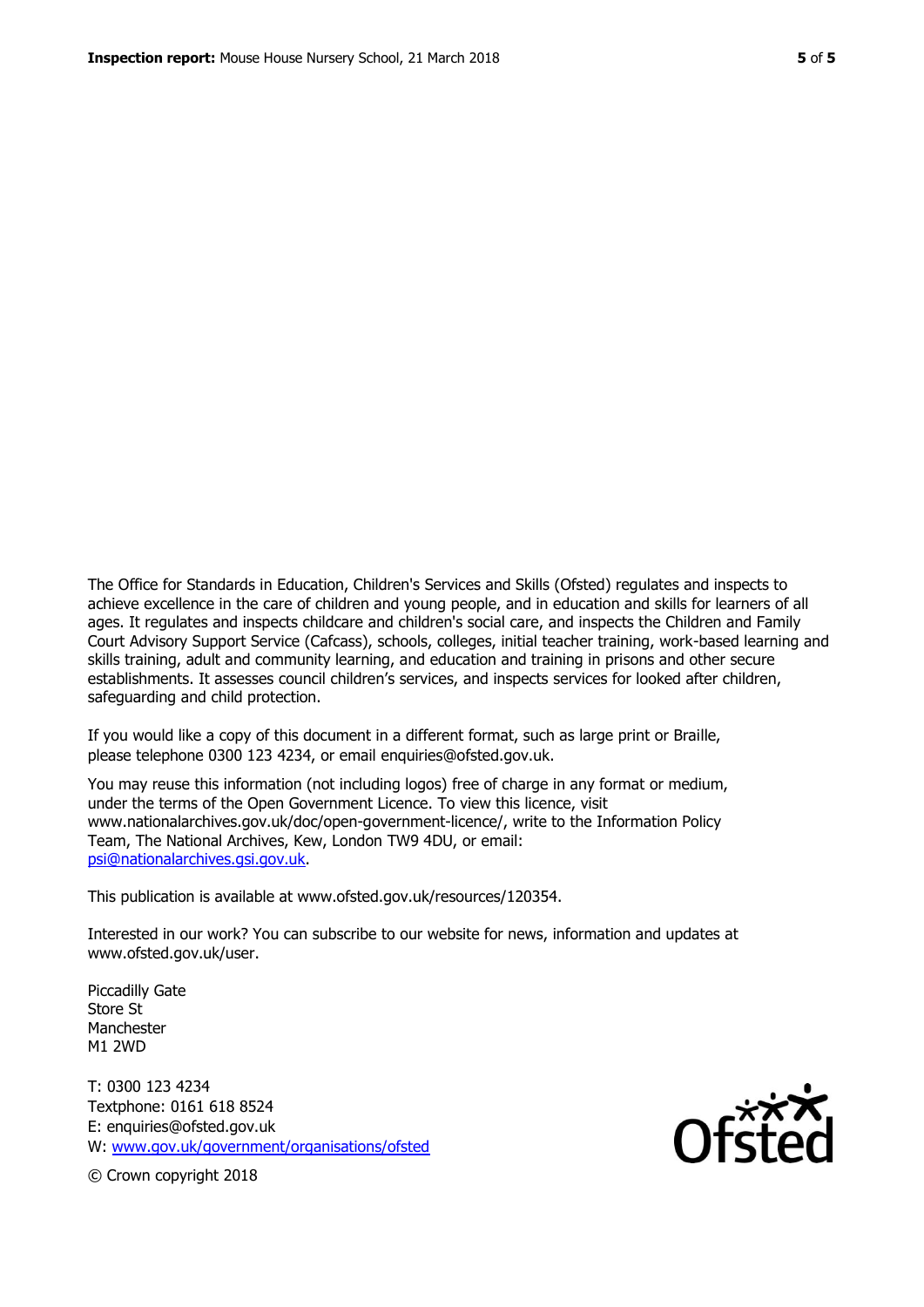The Office for Standards in Education, Children's Services and Skills (Ofsted) regulates and inspects to achieve excellence in the care of children and young people, and in education and skills for learners of all ages. It regulates and inspects childcare and children's social care, and inspects the Children and Family Court Advisory Support Service (Cafcass), schools, colleges, initial teacher training, work-based learning and skills training, adult and community learning, and education and training in prisons and other secure establishments. It assesses council children's services, and inspects services for looked after children, safeguarding and child protection.

If you would like a copy of this document in a different format, such as large print or Braille, please telephone 0300 123 4234, or email enquiries@ofsted.gov.uk.

You may reuse this information (not including logos) free of charge in any format or medium, under the terms of the Open Government Licence. To view this licence, visit www.nationalarchives.gov.uk/doc/open-government-licence/, write to the Information Policy Team, The National Archives, Kew, London TW9 4DU, or email: psi@nationalarchives.gsi.gov.uk.

This publication is available at www.ofsted.gov.uk/resources/120354.

Interested in our work? You can subscribe to our website for news, information and updates at www.ofsted.gov.uk/user.

Piccadilly Gate
Store St
Manchester
M1 2WD

T: 0300 123 4234
Textphone: 0161 618 8524
E: enquiries@ofsted.gov.uk
W: www.gov.uk/government/organisations/ofsted

© Crown copyright 2018